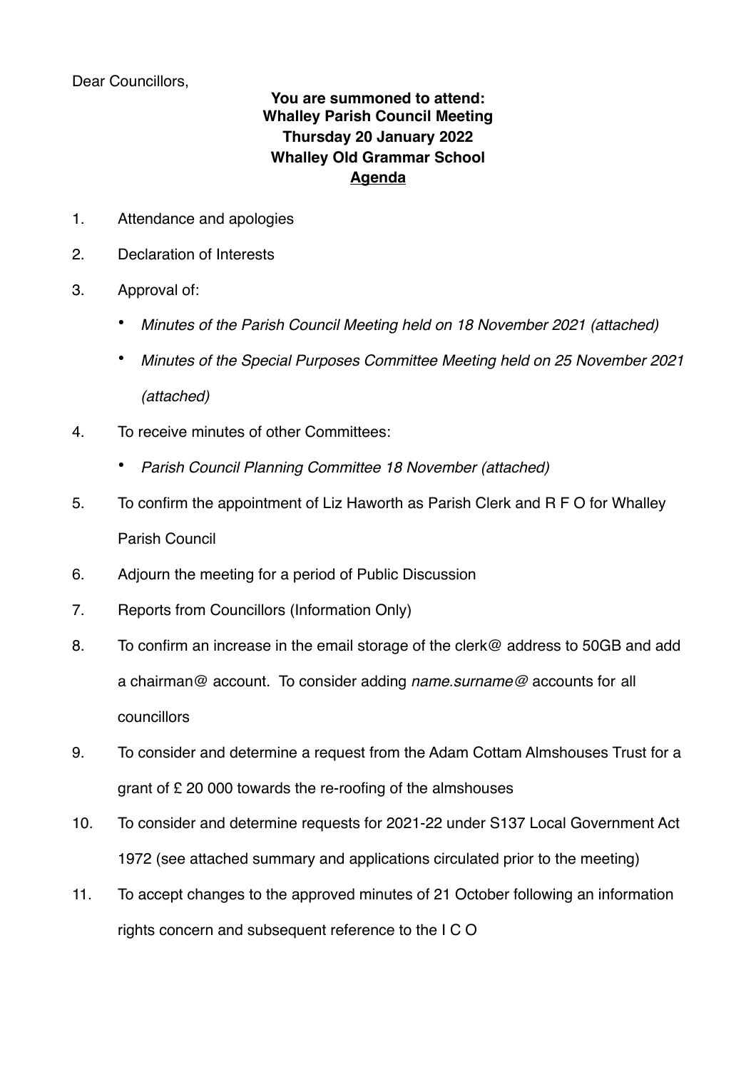Dear Councillors,

**You are summoned to attend:**
**Whalley Parish Council Meeting**
**Thursday 20 January 2022**
**Whalley Old Grammar School**
**<u>Agenda</u>**

1. Attendance and apologies
2. Declaration of Interests
3. Approval of:
    - *Minutes of the Parish Council Meeting held on 18 November 2021 (attached)*
    - *Minutes of the Special Purposes Committee Meeting held on 25 November 2021 (attached)*
4. To receive minutes of other Committees:
    - *Parish Council Planning Committee 18 November (attached)*
5. To confirm the appointment of Liz Haworth as Parish Clerk and R F O for Whalley Parish Council
6. Adjourn the meeting for a period of Public Discussion
7. Reports from Councillors (Information Only)
8. To confirm an increase in the email storage of the clerk@ address to 50GB and add a chairman@ account. To consider adding *name.surname@* accounts for all councillors
9. To consider and determine a request from the Adam Cottam Almshouses Trust for a grant of £ 20 000 towards the re-roofing of the almshouses
10. To consider and determine requests for 2021-22 under S137 Local Government Act 1972 (see attached summary and applications circulated prior to the meeting)
11. To accept changes to the approved minutes of 21 October following an information rights concern and subsequent reference to the I C O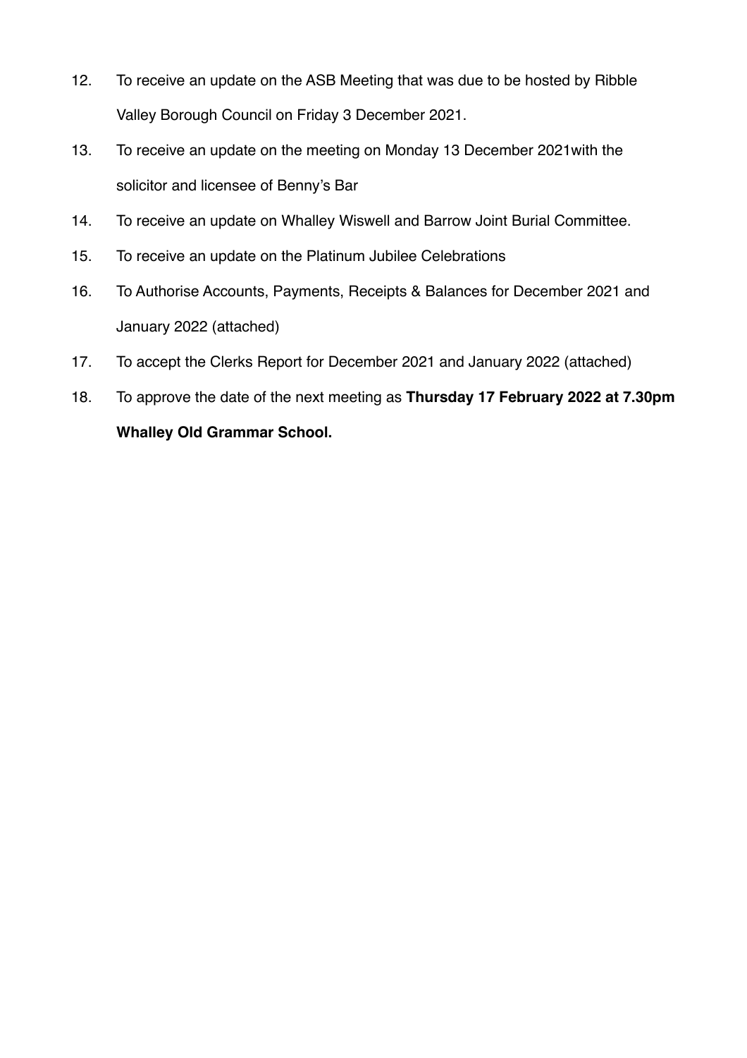12. To receive an update on the ASB Meeting that was due to be hosted by Ribble Valley Borough Council on Friday 3 December 2021.
13. To receive an update on the meeting on Monday 13 December 2021with the solicitor and licensee of Benny's Bar
14. To receive an update on Whalley Wiswell and Barrow Joint Burial Committee.
15. To receive an update on the Platinum Jubilee Celebrations
16. To Authorise Accounts, Payments, Receipts & Balances for December 2021 and January 2022 (attached)
17. To accept the Clerks Report for December 2021 and January 2022 (attached)
18. To approve the date of the next meeting as **Thursday 17 February 2022 at 7.30pm Whalley Old Grammar School.**